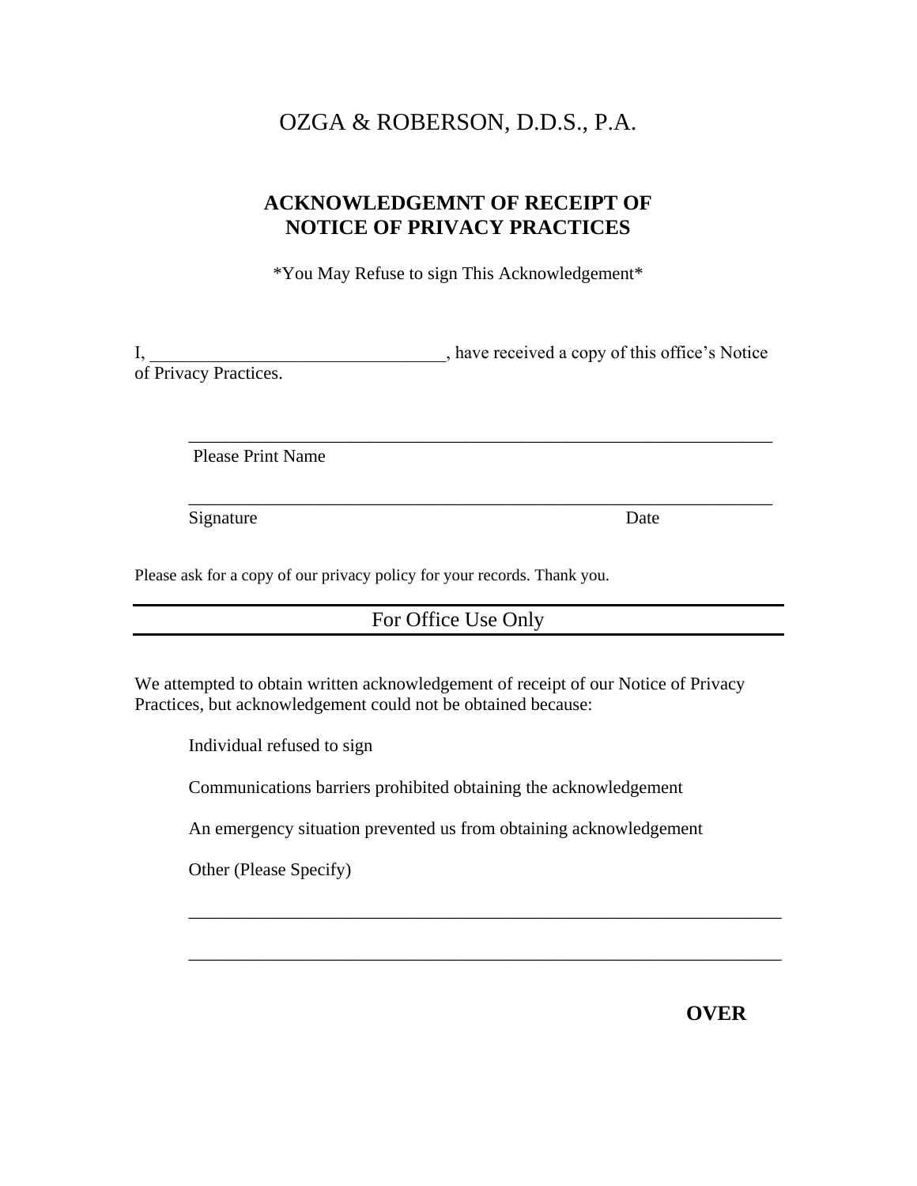# OZGA & ROBERSON, D.D.S., P.A.

## ACKNOWLEDGEMNT OF RECEIPT OF NOTICE OF PRIVACY PRACTICES

*You May Refuse to sign This Acknowledgement*

I, ________________________________, have received a copy of this office's Notice of Privacy Practices.

_________________________________________________________________

Please Print Name

_________________________________________________________________

Signature Date

Please ask for a copy of our privacy policy for your records. Thank you.

---

For Office Use Only

---

We attempted to obtain written acknowledgement of receipt of our Notice of Privacy Practices, but acknowledgement could not be obtained because:

Individual refused to sign

Communications barriers prohibited obtaining the acknowledgement

An emergency situation prevented us from obtaining acknowledgement

Other (Please Specify)

_________________________________________________________________

_________________________________________________________________

**OVER**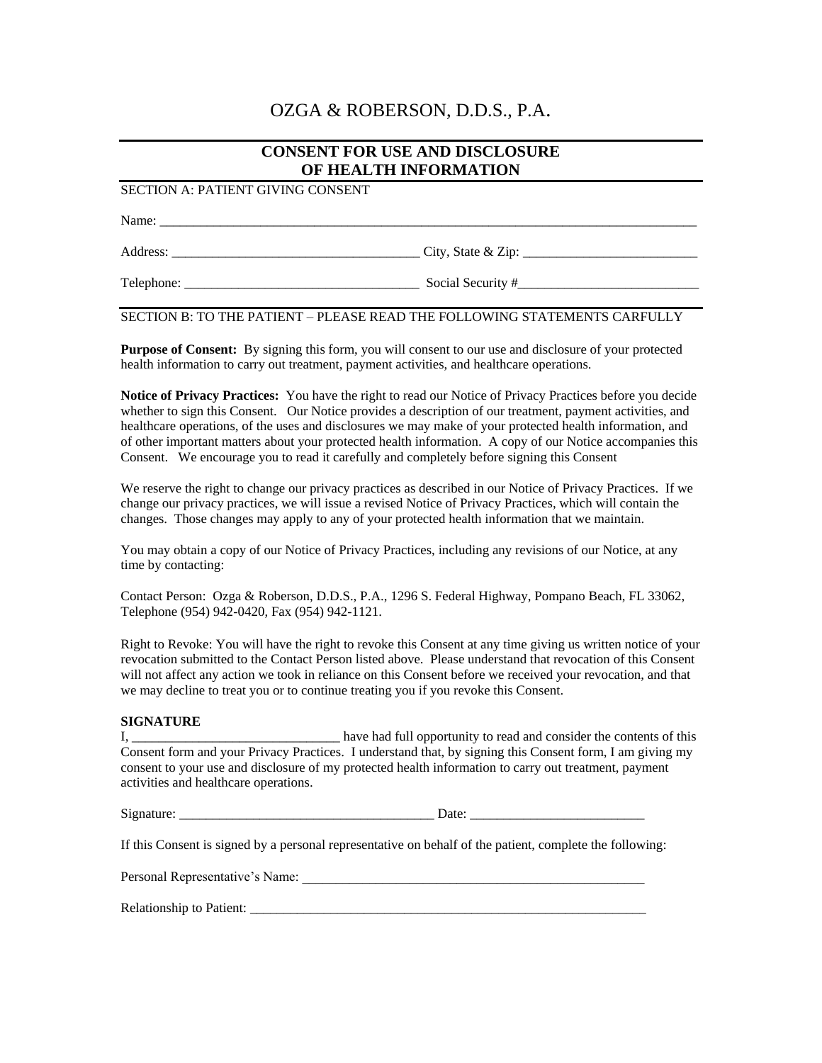# OZGA & ROBERSON, D.D.S., P.A.

## CONSENT FOR USE AND DISCLOSURE OF HEALTH INFORMATION

SECTION A: PATIENT GIVING CONSENT

Name: ___________________________________________________________________________________

Address: ____________________________________ City, State & Zip: __________________________

Telephone: __________________________________ Social Security #___________________________

SECTION B: TO THE PATIENT – PLEASE READ THE FOLLOWING STATEMENTS CARFULLY

**Purpose of Consent:** By signing this form, you will consent to our use and disclosure of your protected health information to carry out treatment, payment activities, and healthcare operations.

**Notice of Privacy Practices:** You have the right to read our Notice of Privacy Practices before you decide whether to sign this Consent. Our Notice provides a description of our treatment, payment activities, and healthcare operations, of the uses and disclosures we may make of your protected health information, and of other important matters about your protected health information. A copy of our Notice accompanies this Consent. We encourage you to read it carefully and completely before signing this Consent

We reserve the right to change our privacy practices as described in our Notice of Privacy Practices. If we change our privacy practices, we will issue a revised Notice of Privacy Practices, which will contain the changes. Those changes may apply to any of your protected health information that we maintain.

You may obtain a copy of our Notice of Privacy Practices, including any revisions of our Notice, at any time by contacting:

Contact Person: Ozga & Roberson, D.D.S., P.A., 1296 S. Federal Highway, Pompano Beach, FL 33062, Telephone (954) 942-0420, Fax (954) 942-1121.

Right to Revoke: You will have the right to revoke this Consent at any time giving us written notice of your revocation submitted to the Contact Person listed above. Please understand that revocation of this Consent will not affect any action we took in reliance on this Consent before we received your revocation, and that we may decline to treat you or to continue treating you if you revoke this Consent.

**SIGNATURE**

I, _______________________________ have had full opportunity to read and consider the contents of this Consent form and your Privacy Practices. I understand that, by signing this Consent form, I am giving my consent to your use and disclosure of my protected health information to carry out treatment, payment activities and healthcare operations.

Signature: _____________________________________ Date: _________________________

If this Consent is signed by a personal representative on behalf of the patient, complete the following:

Personal Representative's Name: ______________________________________________________

Relationship to Patient: ______________________________________________________________